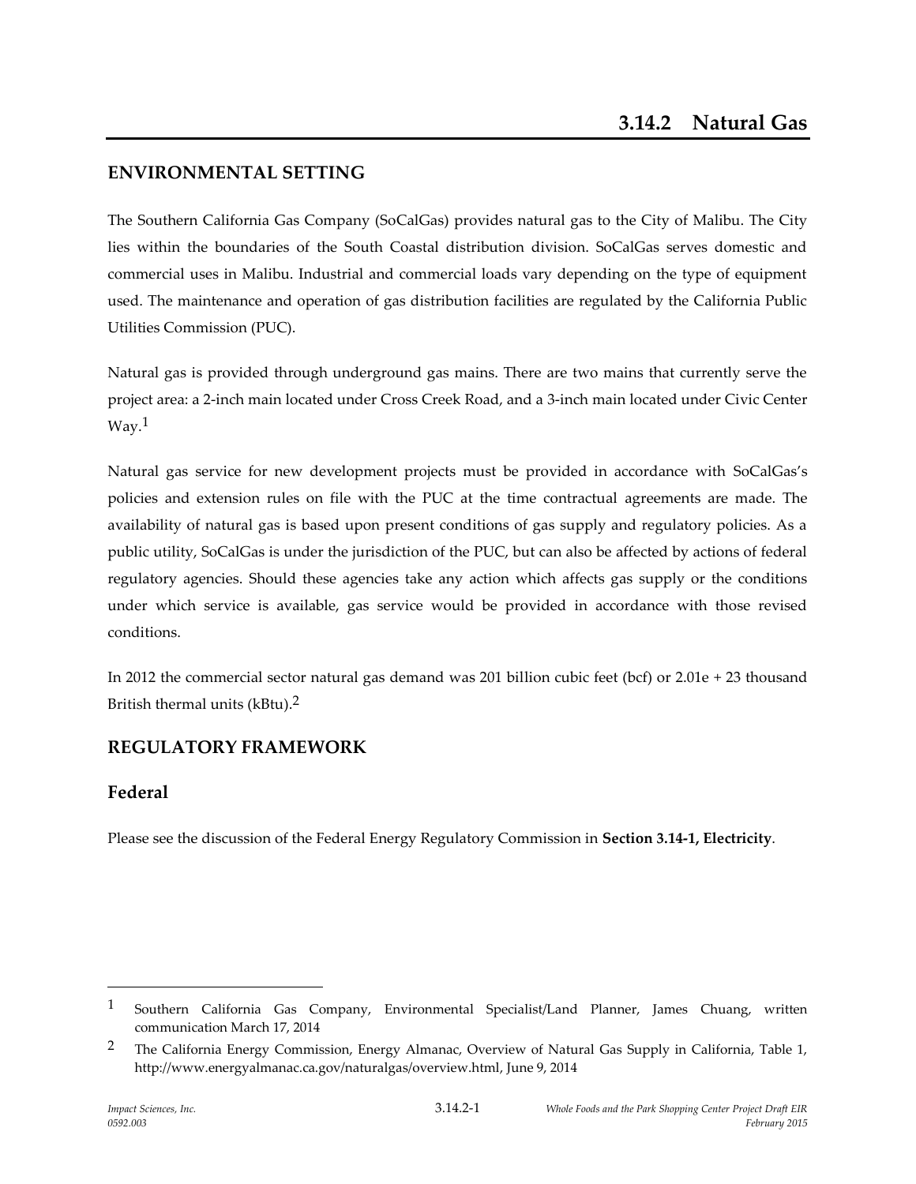# 3.14.2 Natural Gas

## ENVIRONMENTAL SETTING

The Southern California Gas Company (SoCalGas) provides natural gas to the City of Malibu. The City lies within the boundaries of the South Coastal distribution division. SoCalGas serves domestic and commercial uses in Malibu. Industrial and commercial loads vary depending on the type of equipment used. The maintenance and operation of gas distribution facilities are regulated by the California Public Utilities Commission (PUC).

Natural gas is provided through underground gas mains. There are two mains that currently serve the project area: a 2-inch main located under Cross Creek Road, and a 3-inch main located under Civic Center Way.[1]

Natural gas service for new development projects must be provided in accordance with SoCalGas's policies and extension rules on file with the PUC at the time contractual agreements are made. The availability of natural gas is based upon present conditions of gas supply and regulatory policies. As a public utility, SoCalGas is under the jurisdiction of the PUC, but can also be affected by actions of federal regulatory agencies. Should these agencies take any action which affects gas supply or the conditions under which service is available, gas service would be provided in accordance with those revised conditions.

In 2012 the commercial sector natural gas demand was 201 billion cubic feet (bcf) or 2.01e + 23 thousand British thermal units (kBtu).[2]

## REGULATORY FRAMEWORK

### Federal

Please see the discussion of the Federal Energy Regulatory Commission in **Section 3.14-1, Electricity**.

---

[1] Southern California Gas Company, Environmental Specialist/Land Planner, James Chuang, written communication March 17, 2014

[2] The California Energy Commission, Energy Almanac, Overview of Natural Gas Supply in California, Table 1, http://www.energyalmanac.ca.gov/naturalgas/overview.html, June 9, 2014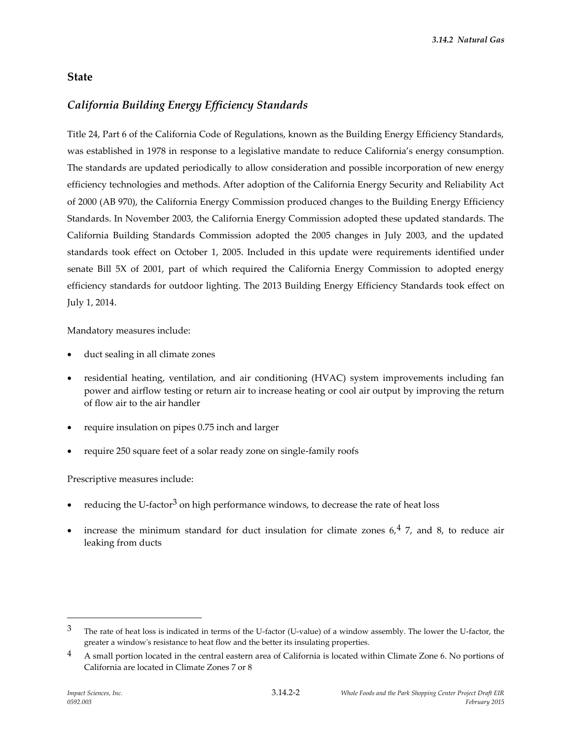## State

### *California Building Energy Efficiency Standards*

Title 24, Part 6 of the California Code of Regulations, known as the Building Energy Efficiency Standards, was established in 1978 in response to a legislative mandate to reduce California's energy consumption. The standards are updated periodically to allow consideration and possible incorporation of new energy efficiency technologies and methods. After adoption of the California Energy Security and Reliability Act of 2000 (AB 970), the California Energy Commission produced changes to the Building Energy Efficiency Standards. In November 2003, the California Energy Commission adopted these updated standards. The California Building Standards Commission adopted the 2005 changes in July 2003, and the updated standards took effect on October 1, 2005. Included in this update were requirements identified under senate Bill 5X of 2001, part of which required the California Energy Commission to adopted energy efficiency standards for outdoor lighting. The 2013 Building Energy Efficiency Standards took effect on July 1, 2014.

Mandatory measures include:

- duct sealing in all climate zones
- residential heating, ventilation, and air conditioning (HVAC) system improvements including fan power and airflow testing or return air to increase heating or cool air output by improving the return of flow air to the air handler
- require insulation on pipes 0.75 inch and larger
- require 250 square feet of a solar ready zone on single-family roofs

Prescriptive measures include:

- reducing the U-factor[3] on high performance windows, to decrease the rate of heat loss
- increase the minimum standard for duct insulation for climate zones 6,[4] 7, and 8, to reduce air leaking from ducts

---

[3] The rate of heat loss is indicated in terms of the U-factor (U-value) of a window assembly. The lower the U-factor, the greater a window's resistance to heat flow and the better its insulating properties.

[4] A small portion located in the central eastern area of California is located within Climate Zone 6. No portions of California are located in Climate Zones 7 or 8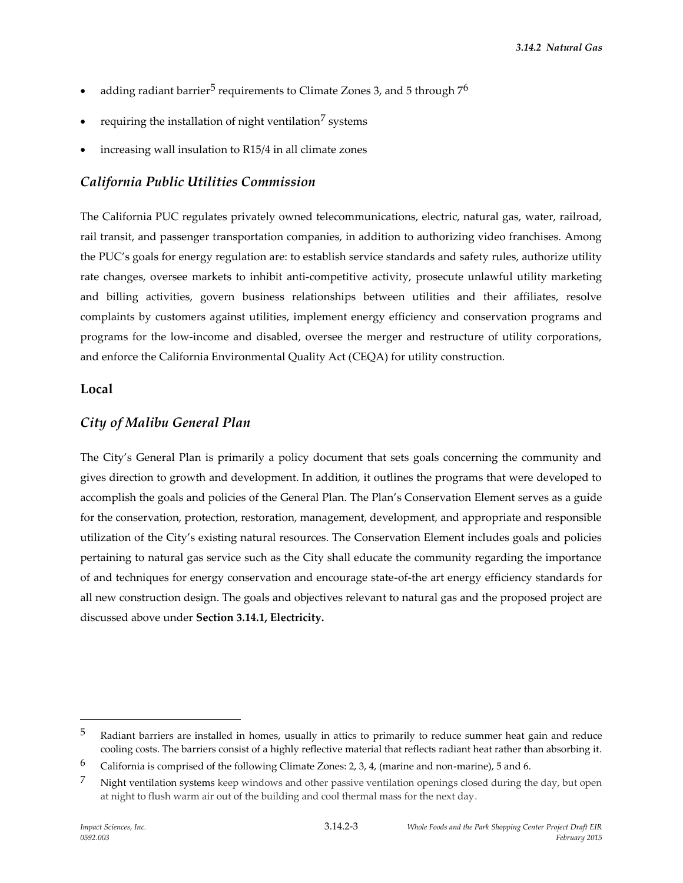- adding radiant barrier[5] requirements to Climate Zones 3, and 5 through 7[6]
- requiring the installation of night ventilation[7] systems
- increasing wall insulation to R15/4 in all climate zones

### *California Public Utilities Commission*

The California PUC regulates privately owned telecommunications, electric, natural gas, water, railroad, rail transit, and passenger transportation companies, in addition to authorizing video franchises. Among the PUC's goals for energy regulation are: to establish service standards and safety rules, authorize utility rate changes, oversee markets to inhibit anti-competitive activity, prosecute unlawful utility marketing and billing activities, govern business relationships between utilities and their affiliates, resolve complaints by customers against utilities, implement energy efficiency and conservation programs and programs for the low-income and disabled, oversee the merger and restructure of utility corporations, and enforce the California Environmental Quality Act (CEQA) for utility construction.

## Local

### *City of Malibu General Plan*

The City's General Plan is primarily a policy document that sets goals concerning the community and gives direction to growth and development. In addition, it outlines the programs that were developed to accomplish the goals and policies of the General Plan. The Plan's Conservation Element serves as a guide for the conservation, protection, restoration, management, development, and appropriate and responsible utilization of the City's existing natural resources. The Conservation Element includes goals and policies pertaining to natural gas service such as the City shall educate the community regarding the importance of and techniques for energy conservation and encourage state-of-the art energy efficiency standards for all new construction design. The goals and objectives relevant to natural gas and the proposed project are discussed above under **Section 3.14.1, Electricity.**

---

[5] Radiant barriers are installed in homes, usually in attics to primarily to reduce summer heat gain and reduce cooling costs. The barriers consist of a highly reflective material that reflects radiant heat rather than absorbing it.

[6] California is comprised of the following Climate Zones: 2, 3, 4, (marine and non-marine), 5 and 6.

[7] Night ventilation systems keep windows and other passive ventilation openings closed during the day, but open at night to flush warm air out of the building and cool thermal mass for the next day.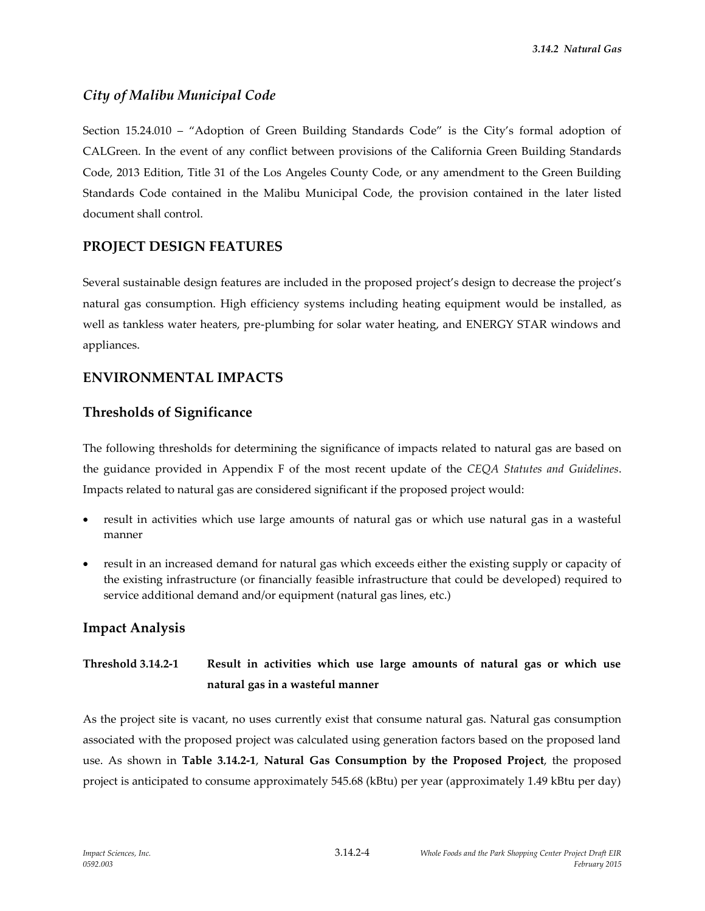### *City of Malibu Municipal Code*

Section 15.24.010 – "Adoption of Green Building Standards Code" is the City's formal adoption of CALGreen. In the event of any conflict between provisions of the California Green Building Standards Code, 2013 Edition, Title 31 of the Los Angeles County Code, or any amendment to the Green Building Standards Code contained in the Malibu Municipal Code, the provision contained in the later listed document shall control.

## PROJECT DESIGN FEATURES

Several sustainable design features are included in the proposed project's design to decrease the project's natural gas consumption. High efficiency systems including heating equipment would be installed, as well as tankless water heaters, pre-plumbing for solar water heating, and ENERGY STAR windows and appliances.

## ENVIRONMENTAL IMPACTS

### Thresholds of Significance

The following thresholds for determining the significance of impacts related to natural gas are based on the guidance provided in Appendix F of the most recent update of the *CEQA Statutes and Guidelines*. Impacts related to natural gas are considered significant if the proposed project would:

- result in activities which use large amounts of natural gas or which use natural gas in a wasteful manner
- result in an increased demand for natural gas which exceeds either the existing supply or capacity of the existing infrastructure (or financially feasible infrastructure that could be developed) required to service additional demand and/or equipment (natural gas lines, etc.)

### Impact Analysis

#### Threshold 3.14.2-1 Result in activities which use large amounts of natural gas or which use natural gas in a wasteful manner

As the project site is vacant, no uses currently exist that consume natural gas. Natural gas consumption associated with the proposed project was calculated using generation factors based on the proposed land use. As shown in **Table 3.14.2-1**, **Natural Gas Consumption by the Proposed Project**, the proposed project is anticipated to consume approximately 545.68 (kBtu) per year (approximately 1.49 kBtu per day)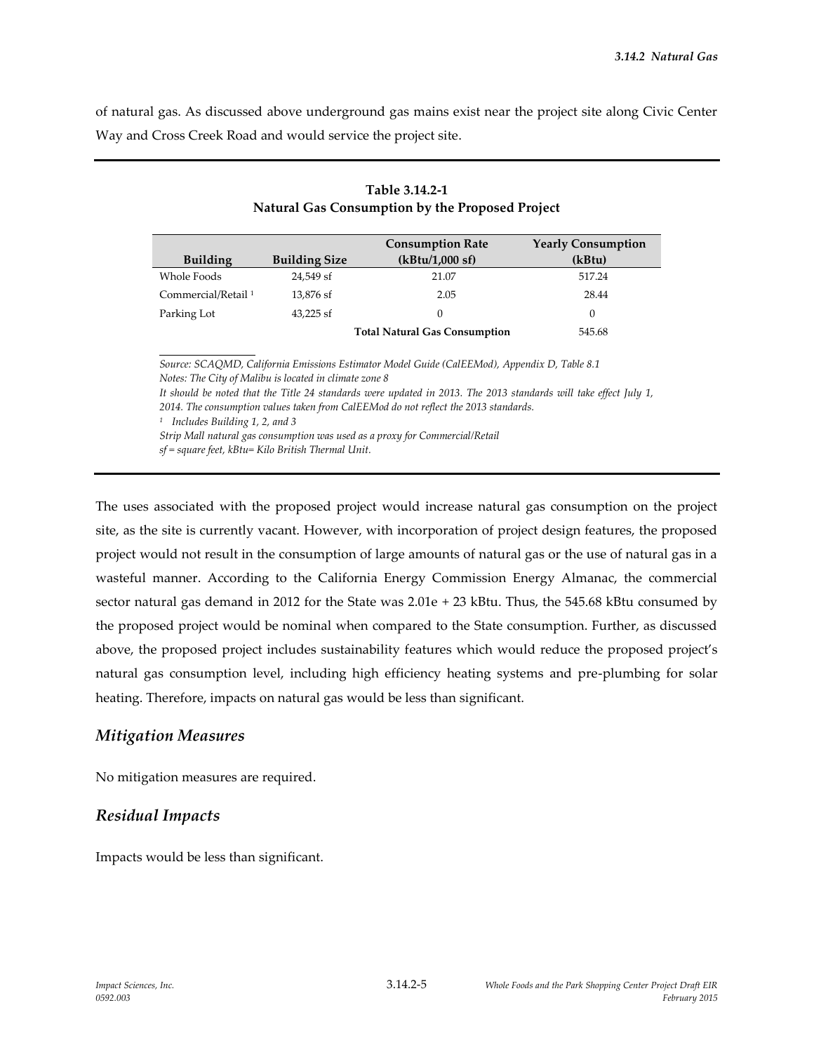of natural gas. As discussed above underground gas mains exist near the project site along Civic Center Way and Cross Creek Road and would service the project site.

**Table 3.14.2-1**
**Natural Gas Consumption by the Proposed Project**

| Building | Building Size | Consumption Rate (kBtu/1,000 sf) | Yearly Consumption (kBtu) |
|---|---|---|---|
| Whole Foods | 24,549 sf | 21.07 | 517.24 |
| Commercial/Retail [1] | 13,876 sf | 2.05 | 28.44 |
| Parking Lot | 43,225 sf | 0 | 0 |
| | | **Total Natural Gas Consumption** | 545.68 |

*Source: SCAQMD, California Emissions Estimator Model Guide (CalEEMod), Appendix D, Table 8.1*
*Notes: The City of Malibu is located in climate zone 8*
*It should be noted that the Title 24 standards were updated in 2013. The 2013 standards will take effect July 1, 2014. The consumption values taken from CalEEMod do not reflect the 2013 standards.*
*[1] Includes Building 1, 2, and 3*
*Strip Mall natural gas consumption was used as a proxy for Commercial/Retail*
*sf = square feet, kBtu= Kilo British Thermal Unit.*

The uses associated with the proposed project would increase natural gas consumption on the project site, as the site is currently vacant. However, with incorporation of project design features, the proposed project would not result in the consumption of large amounts of natural gas or the use of natural gas in a wasteful manner. According to the California Energy Commission Energy Almanac, the commercial sector natural gas demand in 2012 for the State was 2.01e + 23 kBtu. Thus, the 545.68 kBtu consumed by the proposed project would be nominal when compared to the State consumption. Further, as discussed above, the proposed project includes sustainability features which would reduce the proposed project's natural gas consumption level, including high efficiency heating systems and pre-plumbing for solar heating. Therefore, impacts on natural gas would be less than significant.

## *Mitigation Measures*

No mitigation measures are required.

## *Residual Impacts*

Impacts would be less than significant.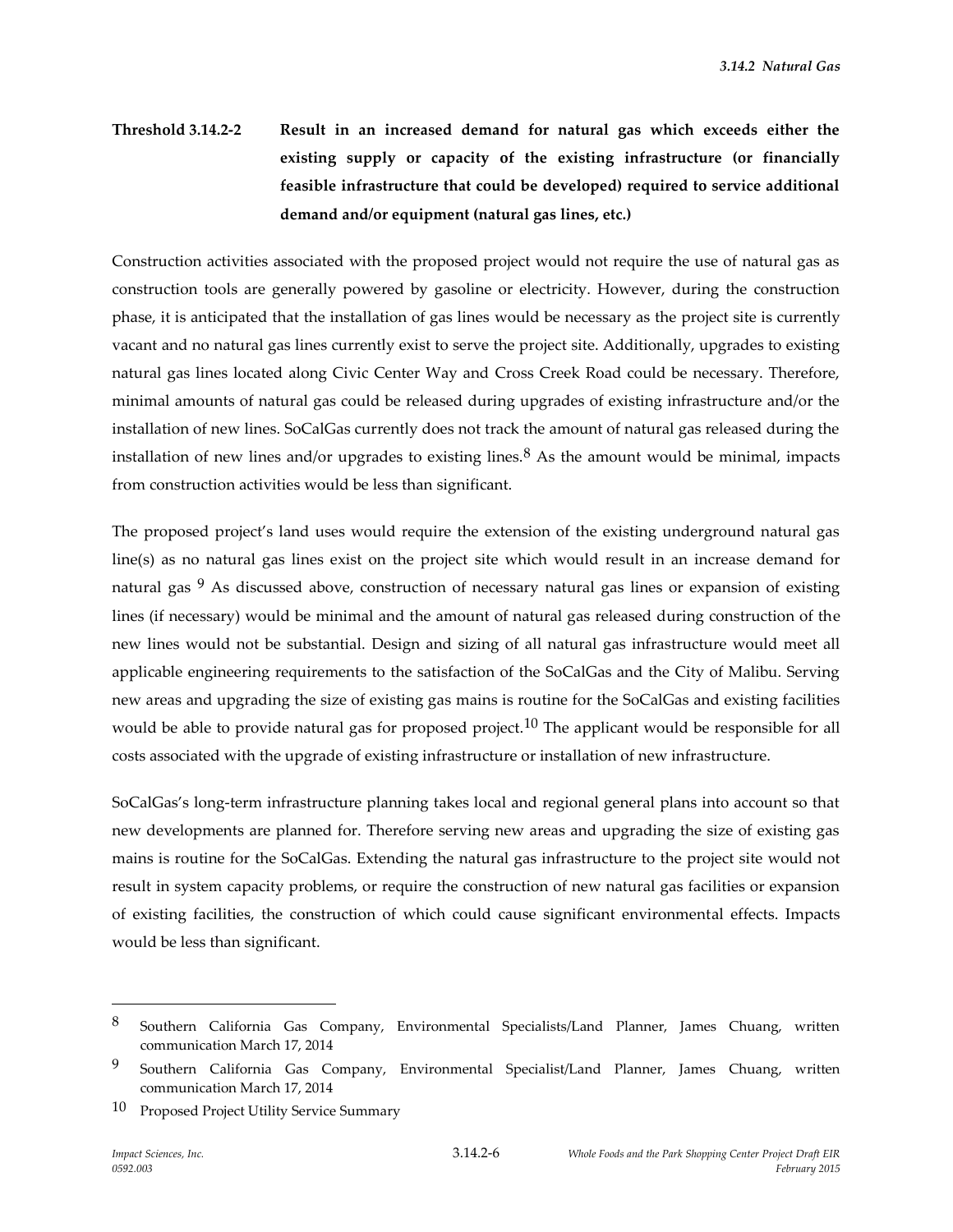**Threshold 3.14.2-2 Result in an increased demand for natural gas which exceeds either the existing supply or capacity of the existing infrastructure (or financially feasible infrastructure that could be developed) required to service additional demand and/or equipment (natural gas lines, etc.)**

Construction activities associated with the proposed project would not require the use of natural gas as construction tools are generally powered by gasoline or electricity. However, during the construction phase, it is anticipated that the installation of gas lines would be necessary as the project site is currently vacant and no natural gas lines currently exist to serve the project site. Additionally, upgrades to existing natural gas lines located along Civic Center Way and Cross Creek Road could be necessary. Therefore, minimal amounts of natural gas could be released during upgrades of existing infrastructure and/or the installation of new lines. SoCalGas currently does not track the amount of natural gas released during the installation of new lines and/or upgrades to existing lines.[8] As the amount would be minimal, impacts from construction activities would be less than significant.

The proposed project's land uses would require the extension of the existing underground natural gas line(s) as no natural gas lines exist on the project site which would result in an increase demand for natural gas [9] As discussed above, construction of necessary natural gas lines or expansion of existing lines (if necessary) would be minimal and the amount of natural gas released during construction of the new lines would not be substantial. Design and sizing of all natural gas infrastructure would meet all applicable engineering requirements to the satisfaction of the SoCalGas and the City of Malibu. Serving new areas and upgrading the size of existing gas mains is routine for the SoCalGas and existing facilities would be able to provide natural gas for proposed project.[10] The applicant would be responsible for all costs associated with the upgrade of existing infrastructure or installation of new infrastructure.

SoCalGas's long-term infrastructure planning takes local and regional general plans into account so that new developments are planned for. Therefore serving new areas and upgrading the size of existing gas mains is routine for the SoCalGas. Extending the natural gas infrastructure to the project site would not result in system capacity problems, or require the construction of new natural gas facilities or expansion of existing facilities, the construction of which could cause significant environmental effects. Impacts would be less than significant.

---

[8] Southern California Gas Company, Environmental Specialists/Land Planner, James Chuang, written communication March 17, 2014

[9] Southern California Gas Company, Environmental Specialist/Land Planner, James Chuang, written communication March 17, 2014

[10] Proposed Project Utility Service Summary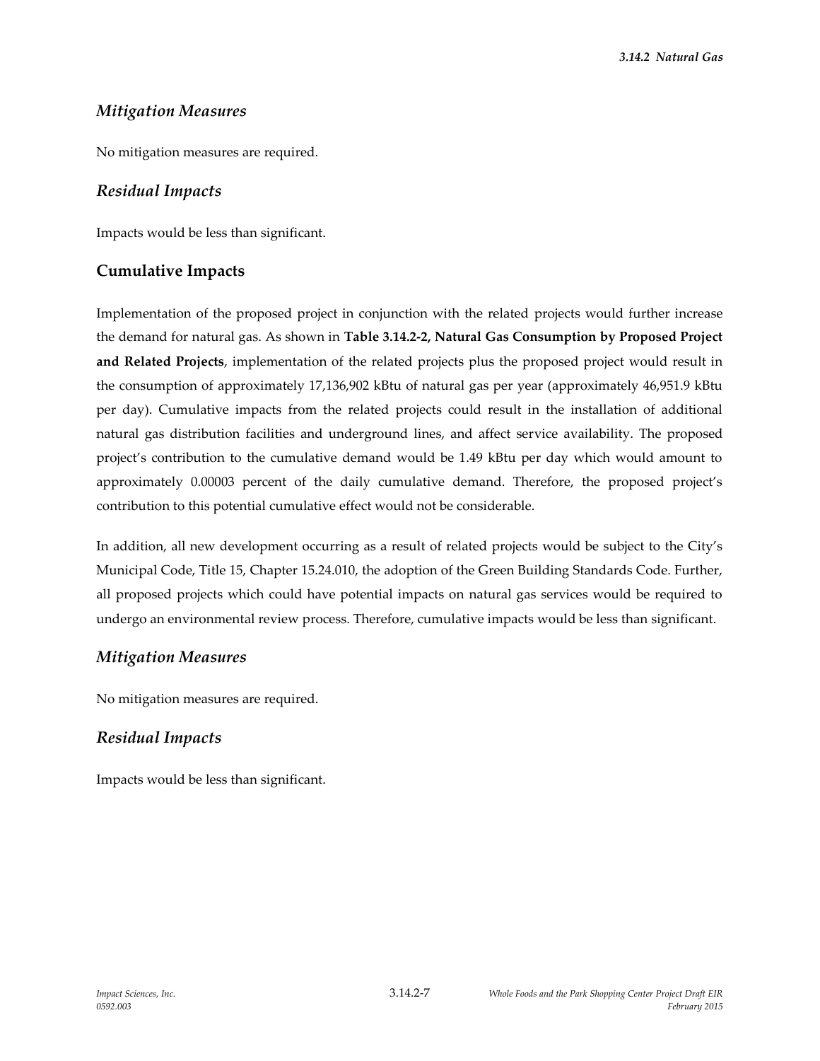### *Mitigation Measures*

No mitigation measures are required.

### *Residual Impacts*

Impacts would be less than significant.

## Cumulative Impacts

Implementation of the proposed project in conjunction with the related projects would further increase the demand for natural gas. As shown in **Table 3.14.2-2, Natural Gas Consumption by Proposed Project and Related Projects**, implementation of the related projects plus the proposed project would result in the consumption of approximately 17,136,902 kBtu of natural gas per year (approximately 46,951.9 kBtu per day). Cumulative impacts from the related projects could result in the installation of additional natural gas distribution facilities and underground lines, and affect service availability. The proposed project's contribution to the cumulative demand would be 1.49 kBtu per day which would amount to approximately 0.00003 percent of the daily cumulative demand. Therefore, the proposed project's contribution to this potential cumulative effect would not be considerable.

In addition, all new development occurring as a result of related projects would be subject to the City's Municipal Code, Title 15, Chapter 15.24.010, the adoption of the Green Building Standards Code. Further, all proposed projects which could have potential impacts on natural gas services would be required to undergo an environmental review process. Therefore, cumulative impacts would be less than significant.

### *Mitigation Measures*

No mitigation measures are required.

### *Residual Impacts*

Impacts would be less than significant.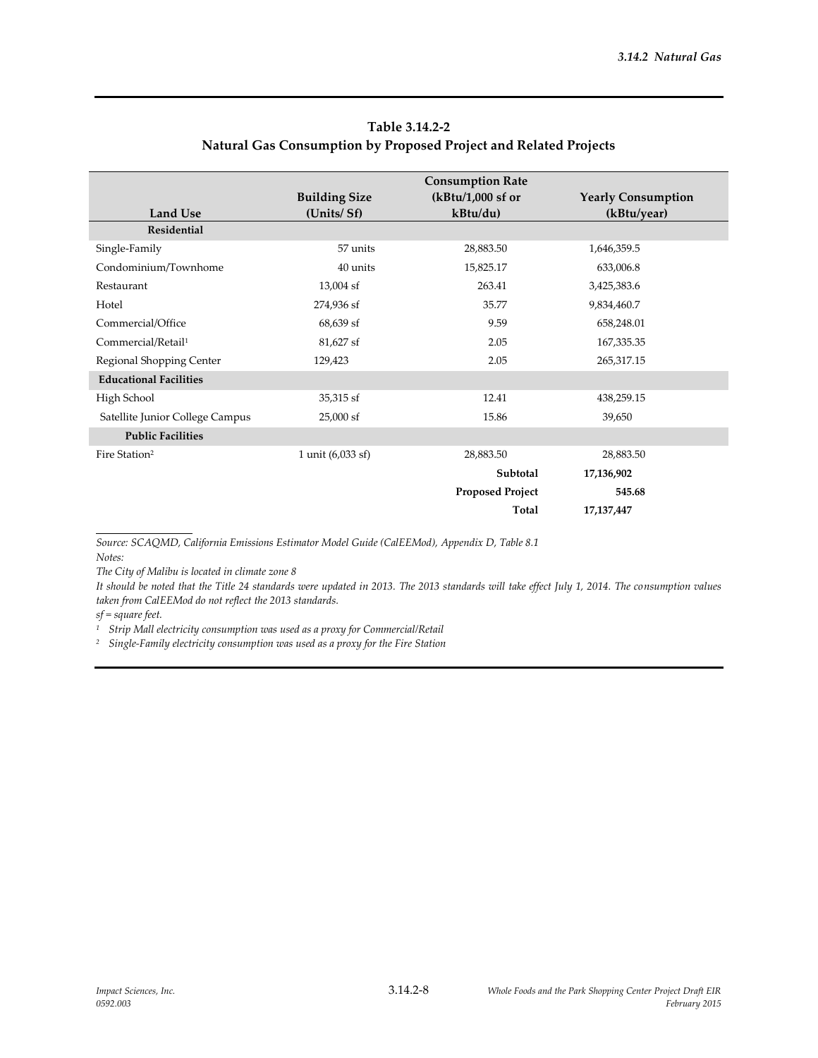**Table 3.14.2-2**
**Natural Gas Consumption by Proposed Project and Related Projects**

| Land Use | Building Size (Units/ Sf) | Consumption Rate (kBtu/1,000 sf or kBtu/du) | Yearly Consumption (kBtu/year) |
|---|---|---|---|
| **Residential** | | | |
| Single-Family | 57 units | 28,883.50 | 1,646,359.5 |
| Condominium/Townhome | 40 units | 15,825.17 | 633,006.8 |
| Restaurant | 13,004 sf | 263.41 | 3,425,383.6 |
| Hotel | 274,936 sf | 35.77 | 9,834,460.7 |
| Commercial/Office | 68,639 sf | 9.59 | 658,248.01 |
| Commercial/Retail[1] | 81,627 sf | 2.05 | 167,335.35 |
| Regional Shopping Center | 129,423 | 2.05 | 265,317.15 |
| **Educational Facilities** | | | |
| High School | 35,315 sf | 12.41 | 438,259.15 |
| Satellite Junior College Campus | 25,000 sf | 15.86 | 39,650 |
| **Public Facilities** | | | |
| Fire Station[2] | 1 unit (6,033 sf) | 28,883.50 | 28,883.50 |
| | | **Subtotal** | **17,136,902** |
| | | **Proposed Project** | **545.68** |
| | | **Total** | **17,137,447** |

*Source: SCAQMD, California Emissions Estimator Model Guide (CalEEMod), Appendix D, Table 8.1*

*Notes:*

*The City of Malibu is located in climate zone 8*

*It should be noted that the Title 24 standards were updated in 2013. The 2013 standards will take effect July 1, 2014. The consumption values taken from CalEEMod do not reflect the 2013 standards.*

*sf = square feet.*

*[1] Strip Mall electricity consumption was used as a proxy for Commercial/Retail*

*[2] Single-Family electricity consumption was used as a proxy for the Fire Station*